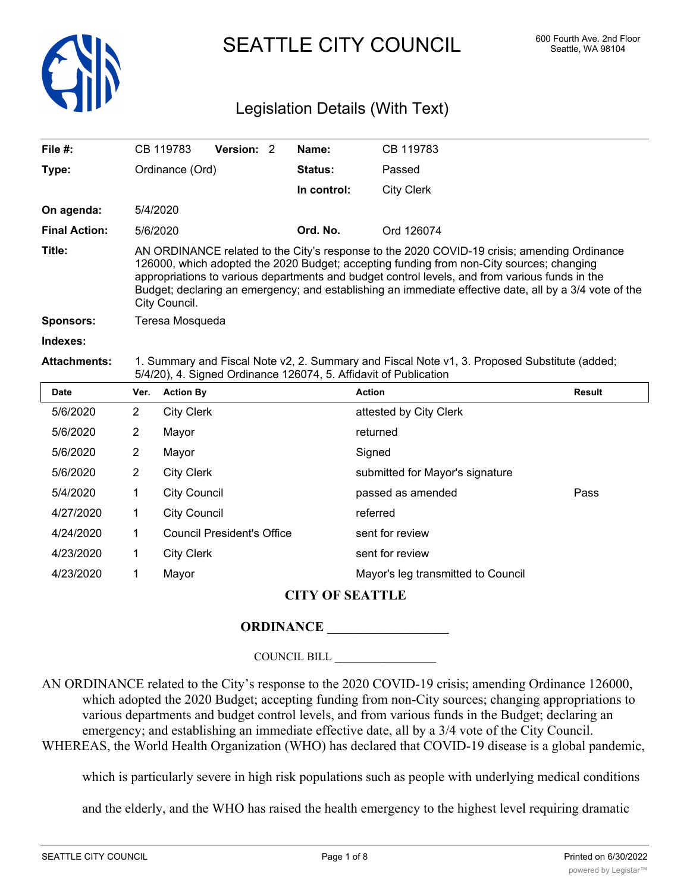# SEATTLE CITY COUNCIL

600 Fourth Ave. 2nd Floor
Seattle, WA 98104

## Legislation Details (With Text)

| | | | |
|---|---|---|---|
| **File #:** | CB 119783 **Version:** 2 | **Name:** | CB 119783 |
| **Type:** | Ordinance (Ord) | **Status:** | Passed |
| | | **In control:** | City Clerk |
| **On agenda:** | 5/4/2020 | | |
| **Final Action:** | 5/6/2020 | **Ord. No.** | Ord 126074 |

**Title:** AN ORDINANCE related to the City's response to the 2020 COVID-19 crisis; amending Ordinance 126000, which adopted the 2020 Budget; accepting funding from non-City sources; changing appropriations to various departments and budget control levels, and from various funds in the Budget; declaring an emergency; and establishing an immediate effective date, all by a 3/4 vote of the City Council.

**Sponsors:** Teresa Mosqueda

**Indexes:**

**Attachments:** 1. Summary and Fiscal Note v2, 2. Summary and Fiscal Note v1, 3. Proposed Substitute (added; 5/4/20), 4. Signed Ordinance 126074, 5. Affidavit of Publication

| Date | Ver. | Action By | Action | Result |
|---|---|---|---|---|
| 5/6/2020 | 2 | City Clerk | attested by City Clerk | |
| 5/6/2020 | 2 | Mayor | returned | |
| 5/6/2020 | 2 | Mayor | Signed | |
| 5/6/2020 | 2 | City Clerk | submitted for Mayor's signature | |
| 5/4/2020 | 1 | City Council | passed as amended | Pass |
| 4/27/2020 | 1 | City Council | referred | |
| 4/24/2020 | 1 | Council President's Office | sent for review | |
| 4/23/2020 | 1 | City Clerk | sent for review | |
| 4/23/2020 | 1 | Mayor | Mayor's leg transmitted to Council | |

**CITY OF SEATTLE**

**ORDINANCE __________________**

COUNCIL BILL __________________

AN ORDINANCE related to the City's response to the 2020 COVID-19 crisis; amending Ordinance 126000, which adopted the 2020 Budget; accepting funding from non-City sources; changing appropriations to various departments and budget control levels, and from various funds in the Budget; declaring an emergency; and establishing an immediate effective date, all by a 3/4 vote of the City Council.

WHEREAS, the World Health Organization (WHO) has declared that COVID-19 disease is a global pandemic, which is particularly severe in high risk populations such as people with underlying medical conditions and the elderly, and the WHO has raised the health emergency to the highest level requiring dramatic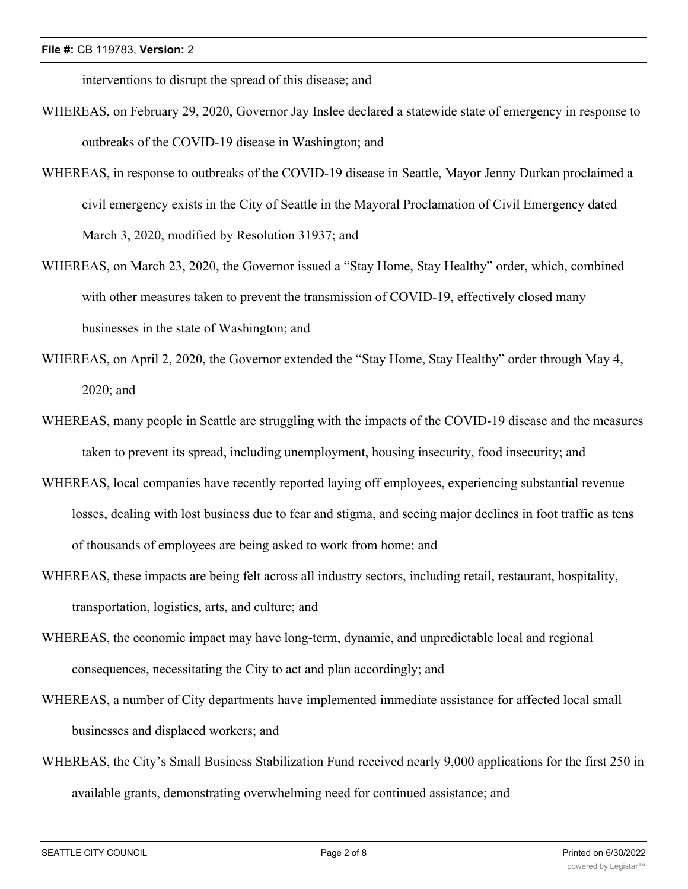interventions to disrupt the spread of this disease; and

WHEREAS, on February 29, 2020, Governor Jay Inslee declared a statewide state of emergency in response to outbreaks of the COVID-19 disease in Washington; and

WHEREAS, in response to outbreaks of the COVID-19 disease in Seattle, Mayor Jenny Durkan proclaimed a civil emergency exists in the City of Seattle in the Mayoral Proclamation of Civil Emergency dated March 3, 2020, modified by Resolution 31937; and

WHEREAS, on March 23, 2020, the Governor issued a "Stay Home, Stay Healthy" order, which, combined with other measures taken to prevent the transmission of COVID-19, effectively closed many businesses in the state of Washington; and

WHEREAS, on April 2, 2020, the Governor extended the "Stay Home, Stay Healthy" order through May 4, 2020; and

WHEREAS, many people in Seattle are struggling with the impacts of the COVID-19 disease and the measures taken to prevent its spread, including unemployment, housing insecurity, food insecurity; and

WHEREAS, local companies have recently reported laying off employees, experiencing substantial revenue losses, dealing with lost business due to fear and stigma, and seeing major declines in foot traffic as tens of thousands of employees are being asked to work from home; and

WHEREAS, these impacts are being felt across all industry sectors, including retail, restaurant, hospitality, transportation, logistics, arts, and culture; and

WHEREAS, the economic impact may have long-term, dynamic, and unpredictable local and regional consequences, necessitating the City to act and plan accordingly; and

WHEREAS, a number of City departments have implemented immediate assistance for affected local small businesses and displaced workers; and

WHEREAS, the City's Small Business Stabilization Fund received nearly 9,000 applications for the first 250 in available grants, demonstrating overwhelming need for continued assistance; and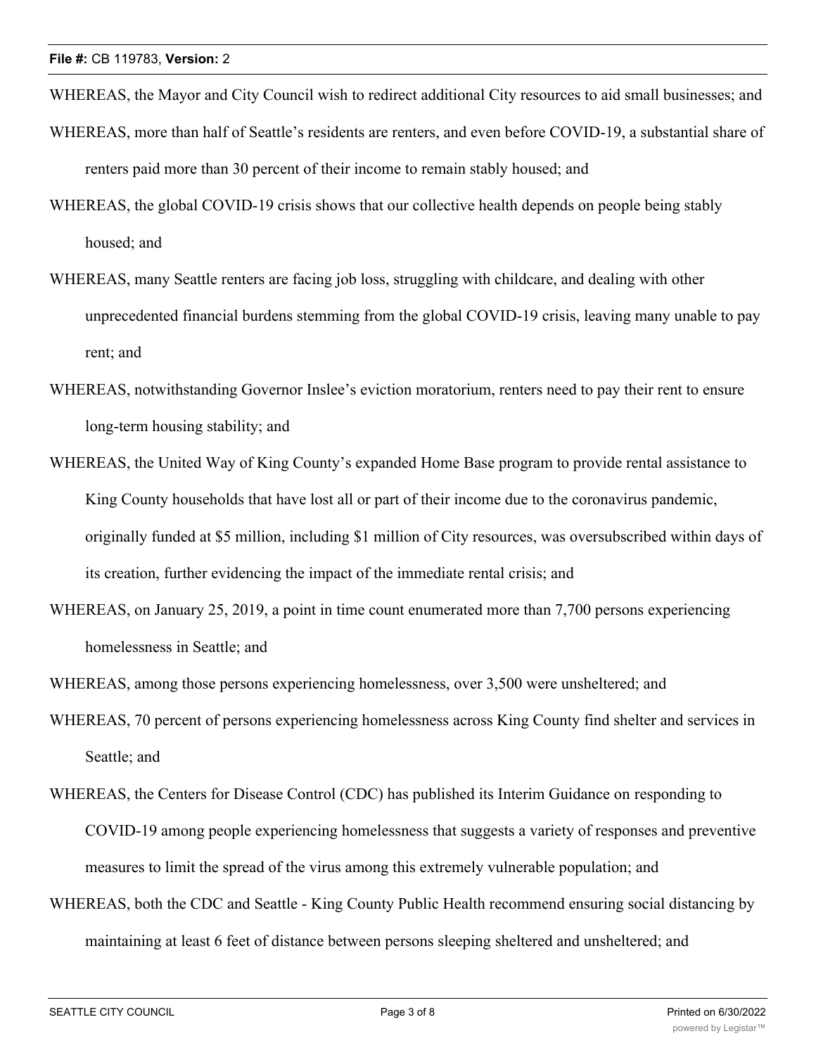WHEREAS, the Mayor and City Council wish to redirect additional City resources to aid small businesses; and

WHEREAS, more than half of Seattle's residents are renters, and even before COVID-19, a substantial share of renters paid more than 30 percent of their income to remain stably housed; and

WHEREAS, the global COVID-19 crisis shows that our collective health depends on people being stably housed; and

WHEREAS, many Seattle renters are facing job loss, struggling with childcare, and dealing with other unprecedented financial burdens stemming from the global COVID-19 crisis, leaving many unable to pay rent; and

WHEREAS, notwithstanding Governor Inslee's eviction moratorium, renters need to pay their rent to ensure long-term housing stability; and

WHEREAS, the United Way of King County's expanded Home Base program to provide rental assistance to King County households that have lost all or part of their income due to the coronavirus pandemic, originally funded at $5 million, including $1 million of City resources, was oversubscribed within days of its creation, further evidencing the impact of the immediate rental crisis; and

WHEREAS, on January 25, 2019, a point in time count enumerated more than 7,700 persons experiencing homelessness in Seattle; and

WHEREAS, among those persons experiencing homelessness, over 3,500 were unsheltered; and

WHEREAS, 70 percent of persons experiencing homelessness across King County find shelter and services in Seattle; and

WHEREAS, the Centers for Disease Control (CDC) has published its Interim Guidance on responding to COVID-19 among people experiencing homelessness that suggests a variety of responses and preventive measures to limit the spread of the virus among this extremely vulnerable population; and

WHEREAS, both the CDC and Seattle - King County Public Health recommend ensuring social distancing by maintaining at least 6 feet of distance between persons sleeping sheltered and unsheltered; and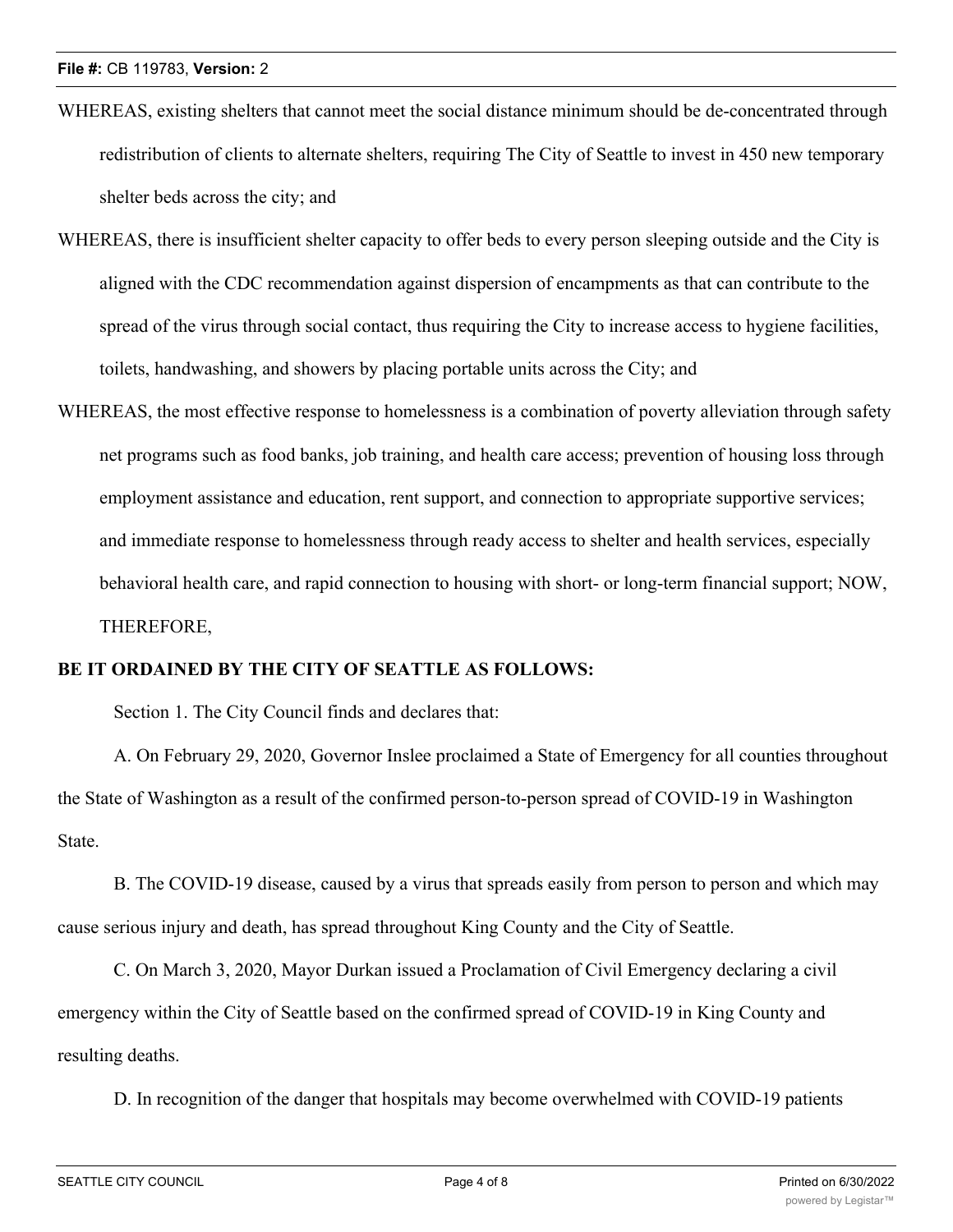WHEREAS, existing shelters that cannot meet the social distance minimum should be de-concentrated through redistribution of clients to alternate shelters, requiring The City of Seattle to invest in 450 new temporary shelter beds across the city; and

WHEREAS, there is insufficient shelter capacity to offer beds to every person sleeping outside and the City is aligned with the CDC recommendation against dispersion of encampments as that can contribute to the spread of the virus through social contact, thus requiring the City to increase access to hygiene facilities, toilets, handwashing, and showers by placing portable units across the City; and

WHEREAS, the most effective response to homelessness is a combination of poverty alleviation through safety net programs such as food banks, job training, and health care access; prevention of housing loss through employment assistance and education, rent support, and connection to appropriate supportive services; and immediate response to homelessness through ready access to shelter and health services, especially behavioral health care, and rapid connection to housing with short- or long-term financial support; NOW, THEREFORE,

**BE IT ORDAINED BY THE CITY OF SEATTLE AS FOLLOWS:**

Section 1. The City Council finds and declares that:

A. On February 29, 2020, Governor Inslee proclaimed a State of Emergency for all counties throughout the State of Washington as a result of the confirmed person-to-person spread of COVID-19 in Washington State.

B. The COVID-19 disease, caused by a virus that spreads easily from person to person and which may cause serious injury and death, has spread throughout King County and the City of Seattle.

C. On March 3, 2020, Mayor Durkan issued a Proclamation of Civil Emergency declaring a civil emergency within the City of Seattle based on the confirmed spread of COVID-19 in King County and resulting deaths.

D. In recognition of the danger that hospitals may become overwhelmed with COVID-19 patients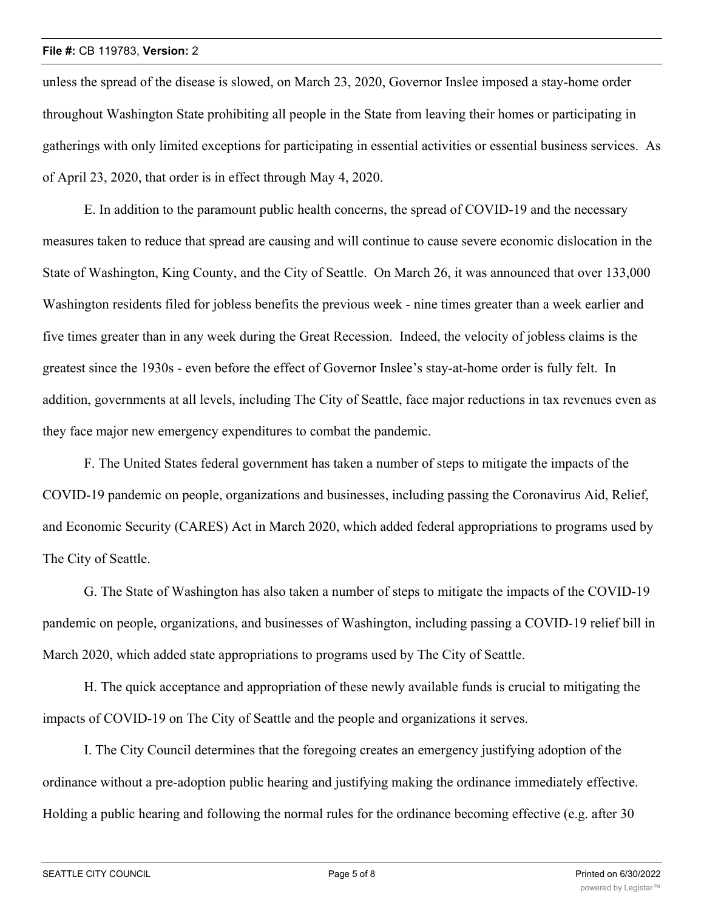unless the spread of the disease is slowed, on March 23, 2020, Governor Inslee imposed a stay-home order throughout Washington State prohibiting all people in the State from leaving their homes or participating in gatherings with only limited exceptions for participating in essential activities or essential business services. As of April 23, 2020, that order is in effect through May 4, 2020.

E. In addition to the paramount public health concerns, the spread of COVID-19 and the necessary measures taken to reduce that spread are causing and will continue to cause severe economic dislocation in the State of Washington, King County, and the City of Seattle. On March 26, it was announced that over 133,000 Washington residents filed for jobless benefits the previous week - nine times greater than a week earlier and five times greater than in any week during the Great Recession. Indeed, the velocity of jobless claims is the greatest since the 1930s - even before the effect of Governor Inslee's stay-at-home order is fully felt. In addition, governments at all levels, including The City of Seattle, face major reductions in tax revenues even as they face major new emergency expenditures to combat the pandemic.

F. The United States federal government has taken a number of steps to mitigate the impacts of the COVID-19 pandemic on people, organizations and businesses, including passing the Coronavirus Aid, Relief, and Economic Security (CARES) Act in March 2020, which added federal appropriations to programs used by The City of Seattle.

G. The State of Washington has also taken a number of steps to mitigate the impacts of the COVID-19 pandemic on people, organizations, and businesses of Washington, including passing a COVID-19 relief bill in March 2020, which added state appropriations to programs used by The City of Seattle.

H. The quick acceptance and appropriation of these newly available funds is crucial to mitigating the impacts of COVID-19 on The City of Seattle and the people and organizations it serves.

I. The City Council determines that the foregoing creates an emergency justifying adoption of the ordinance without a pre-adoption public hearing and justifying making the ordinance immediately effective. Holding a public hearing and following the normal rules for the ordinance becoming effective (e.g. after 30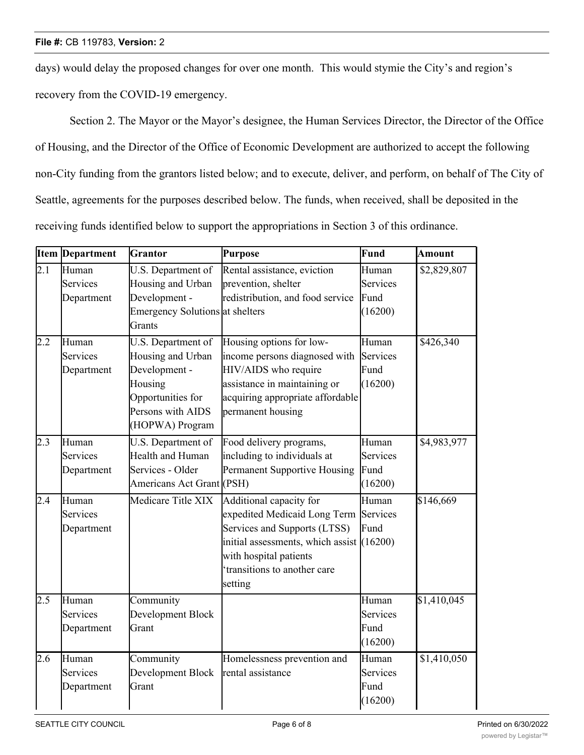days) would delay the proposed changes for over one month. This would stymie the City's and region's recovery from the COVID-19 emergency.

Section 2. The Mayor or the Mayor's designee, the Human Services Director, the Director of the Office of Housing, and the Director of the Office of Economic Development are authorized to accept the following non-City funding from the grantors listed below; and to execute, deliver, and perform, on behalf of The City of Seattle, agreements for the purposes described below. The funds, when received, shall be deposited in the receiving funds identified below to support the appropriations in Section 3 of this ordinance.

| Item | Department | Grantor | Purpose | Fund | Amount |
|---|---|---|---|---|---|
| 2.1 | Human Services Department | U.S. Department of Housing and Urban Development - Emergency Solutions Grants | Rental assistance, eviction prevention, shelter redistribution, and food service at shelters | Human Services Fund (16200) | $2,829,807 |
| 2.2 | Human Services Department | U.S. Department of Housing and Urban Development - Housing Opportunities for Persons with AIDS (HOPWA) Program | Housing options for low-income persons diagnosed with HIV/AIDS who require assistance in maintaining or acquiring appropriate affordable permanent housing | Human Services Fund (16200) | $426,340 |
| 2.3 | Human Services Department | U.S. Department of Health and Human Services - Older Americans Act Grant | Food delivery programs, including to individuals at Permanent Supportive Housing (PSH) | Human Services Fund (16200) | $4,983,977 |
| 2.4 | Human Services Department | Medicare Title XIX | Additional capacity for expedited Medicaid Long Term Services and Supports (LTSS) initial assessments, which assist with hospital patients 'transitions to another care setting | Human Services Fund (16200) | $146,669 |
| 2.5 | Human Services Department | Community Development Block Grant | | Human Services Fund (16200) | $1,410,045 |
| 2.6 | Human Services Department | Community Development Block Grant | Homelessness prevention and rental assistance | Human Services Fund (16200) | $1,410,050 |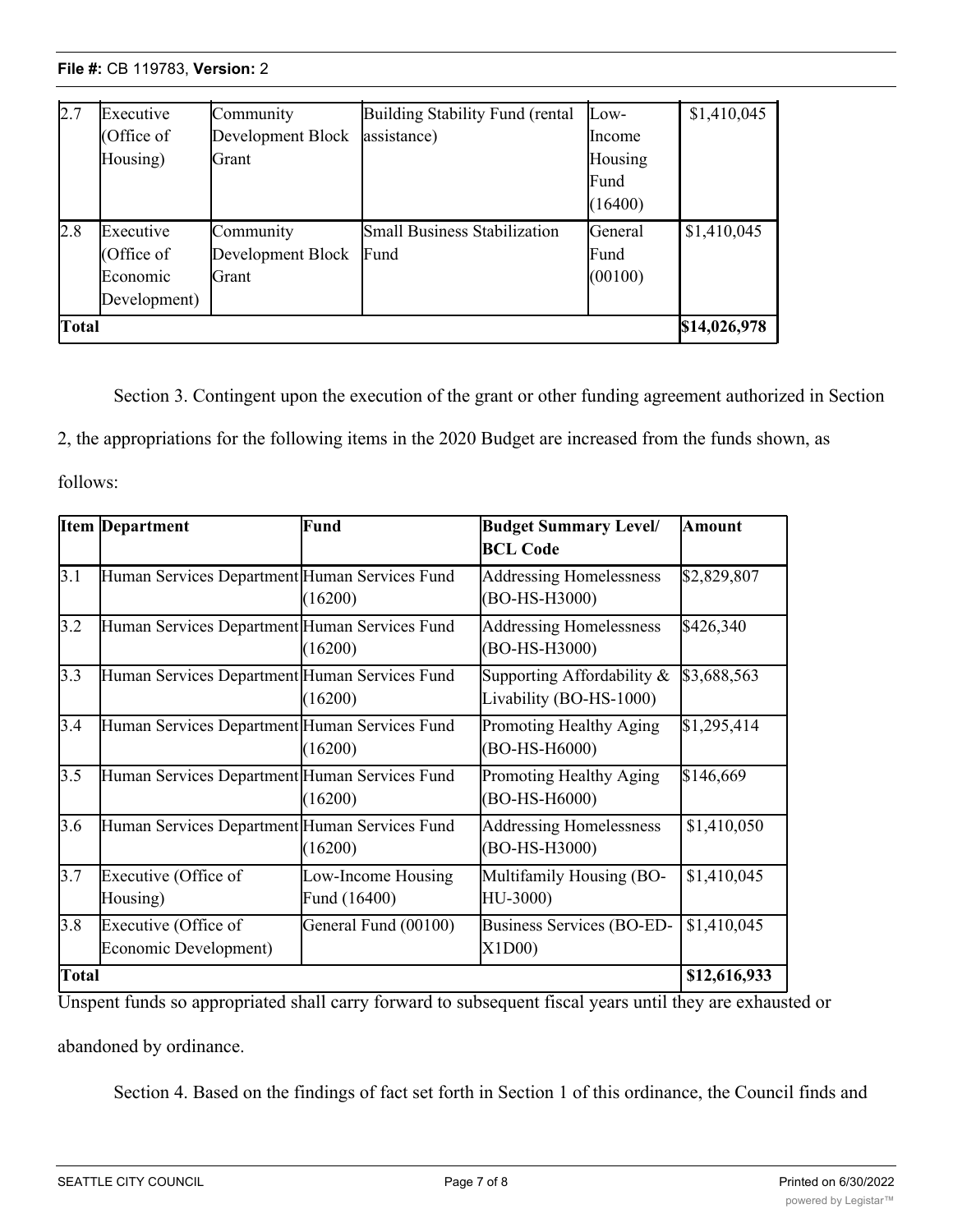| 2.7 | Executive (Office of Housing) | Community Development Block Grant | Building Stability Fund (rental assistance) | Low-Income Housing Fund (16400) | $1,410,045 |
|---|---|---|---|---|---|
| 2.8 | Executive (Office of Economic Development) | Community Development Block Grant | Small Business Stabilization Fund | General Fund (00100) | $1,410,045 |
| **Total** | | | | | **$14,026,978** |

Section 3. Contingent upon the execution of the grant or other funding agreement authorized in Section 2, the appropriations for the following items in the 2020 Budget are increased from the funds shown, as follows:

| Item | Department | Fund | Budget Summary Level/ BCL Code | Amount |
|---|---|---|---|---|
| 3.1 | Human Services Department | Human Services Fund (16200) | Addressing Homelessness (BO-HS-H3000) | $2,829,807 |
| 3.2 | Human Services Department | Human Services Fund (16200) | Addressing Homelessness (BO-HS-H3000) | $426,340 |
| 3.3 | Human Services Department | Human Services Fund (16200) | Supporting Affordability & Livability (BO-HS-1000) | $3,688,563 |
| 3.4 | Human Services Department | Human Services Fund (16200) | Promoting Healthy Aging (BO-HS-H6000) | $1,295,414 |
| 3.5 | Human Services Department | Human Services Fund (16200) | Promoting Healthy Aging (BO-HS-H6000) | $146,669 |
| 3.6 | Human Services Department | Human Services Fund (16200) | Addressing Homelessness (BO-HS-H3000) | $1,410,050 |
| 3.7 | Executive (Office of Housing) | Low-Income Housing Fund (16400) | Multifamily Housing (BO-HU-3000) | $1,410,045 |
| 3.8 | Executive (Office of Economic Development) | General Fund (00100) | Business Services (BO-ED-X1D00) | $1,410,045 |
| **Total** | | | | **$12,616,933** |

Unspent funds so appropriated shall carry forward to subsequent fiscal years until they are exhausted or abandoned by ordinance.

Section 4. Based on the findings of fact set forth in Section 1 of this ordinance, the Council finds and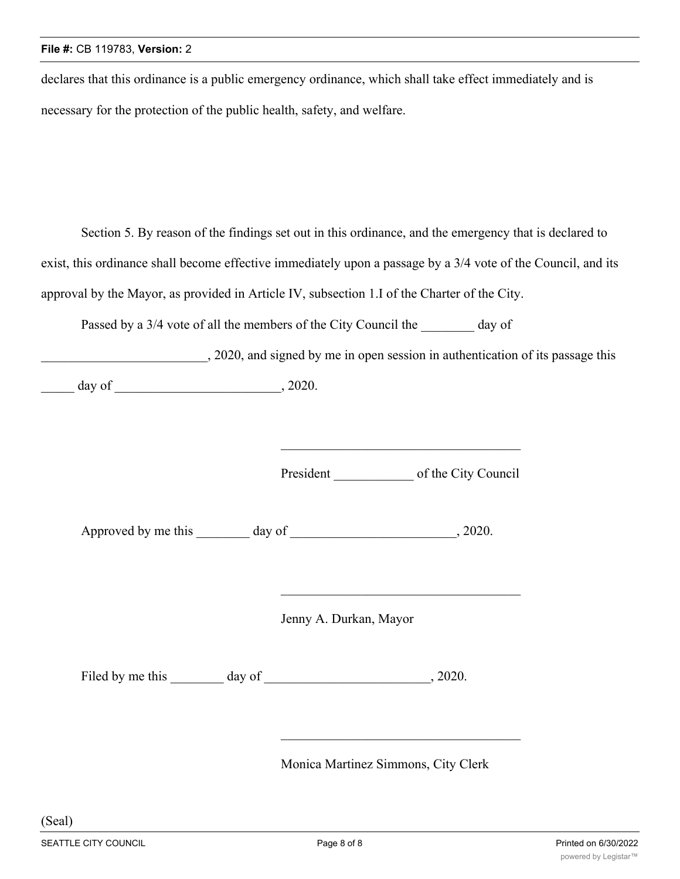declares that this ordinance is a public emergency ordinance, which shall take effect immediately and is necessary for the protection of the public health, safety, and welfare.

Section 5. By reason of the findings set out in this ordinance, and the emergency that is declared to exist, this ordinance shall become effective immediately upon a passage by a 3/4 vote of the Council, and its approval by the Mayor, as provided in Article IV, subsection 1.I of the Charter of the City.

Passed by a 3/4 vote of all the members of the City Council the ________ day of _________________________, 2020, and signed by me in open session in authentication of its passage this _____ day of _________________________, 2020.

_____________________________________

President ____________ of the City Council

Approved by me this ________ day of _________________________, 2020.

_____________________________________

Jenny A. Durkan, Mayor

Filed by me this ________ day of _________________________, 2020.

_____________________________________

Monica Martinez Simmons, City Clerk

(Seal)